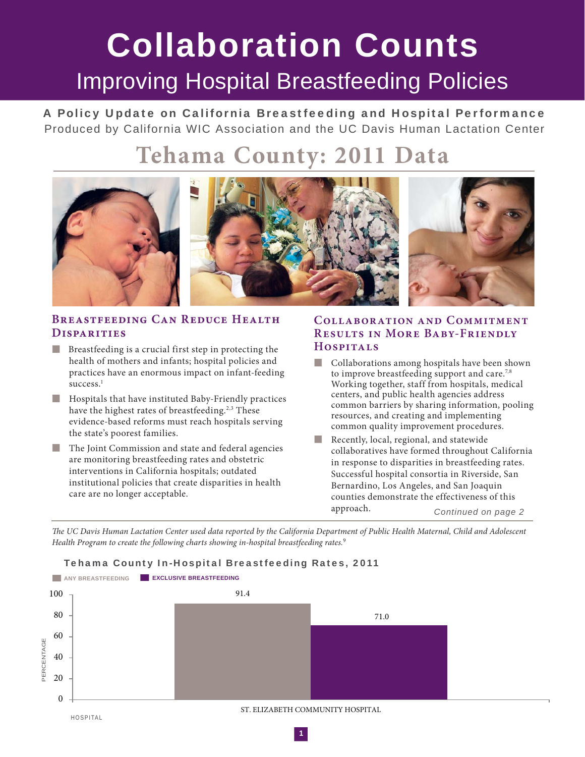# Collaboration Counts

## Improving Hospital Breastfeeding Policies

**A Policy Update on California Breastfeeding and Hospital Performance**

Produced by California WIC Association and the UC Davis Human Lactation Center

# Tehama County: 2011 Data

### Breastfeeding Can Reduce Health Disparities

- Breastfeeding is a crucial first step in protecting the health of mothers and infants; hospital policies and practices have an enormous impact on infant-feeding success.[1]
- Hospitals that have instituted Baby-Friendly practices have the highest rates of breastfeeding.[2,3] These evidence-based reforms must reach hospitals serving the state's poorest families.
- The Joint Commission and state and federal agencies are monitoring breastfeeding rates and obstetric interventions in California hospitals; outdated institutional policies that create disparities in health care are no longer acceptable.

### Collaboration and Commitment Results in More Baby-Friendly Hospitals

- Collaborations among hospitals have been shown to improve breastfeeding support and care.[7,8] Working together, staff from hospitals, medical centers, and public health agencies address common barriers by sharing information, pooling resources, and creating and implementing common quality improvement procedures.
- Recently, local, regional, and statewide collaboratives have formed throughout California in response to disparities in breastfeeding rates. Successful hospital consortia in Riverside, San Bernardino, Los Angeles, and San Joaquin counties demonstrate the effectiveness of this approach.

*Continued on page 2*

*The UC Davis Human Lactation Center used data reported by the California Department of Public Health Maternal, Child and Adolescent Health Program to create the following charts showing in-hospital breastfeeding rates.*[9]

**Tehama County In-Hospital Breastfeeding Rates, 2011**

ANY BREASTFEEDING
EXCLUSIVE BREASTFEEDING

100
80
60
40
20
0
PERCENTAGE

91.4
71.0

ST. ELIZABETH COMMUNITY HOSPITAL

HOSPITAL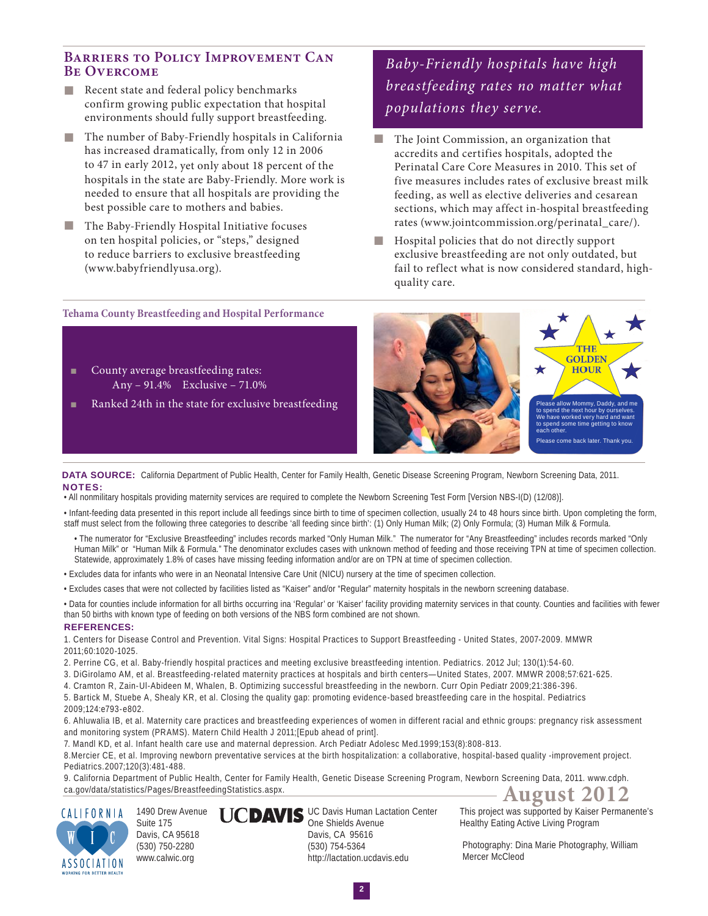## Barriers to Policy Improvement Can Be Overcome

- Recent state and federal policy benchmarks confirm growing public expectation that hospital environments should fully support breastfeeding.
- The number of Baby-Friendly hospitals in California has increased dramatically, from only 12 in 2006 to 47 in early 2012, yet only about 18 percent of the hospitals in the state are Baby-Friendly. More work is needed to ensure that all hospitals are providing the best possible care to mothers and babies.
- The Baby-Friendly Hospital Initiative focuses on ten hospital policies, or "steps," designed to reduce barriers to exclusive breastfeeding (www.babyfriendlyusa.org).

*Baby-Friendly hospitals have high breastfeeding rates no matter what populations they serve.*

- The Joint Commission, an organization that accredits and certifies hospitals, adopted the Perinatal Care Core Measures in 2010. This set of five measures includes rates of exclusive breast milk feeding, as well as elective deliveries and cesarean sections, which may affect in-hospital breastfeeding rates (www.jointcommission.org/perinatal_care/).
- Hospital policies that do not directly support exclusive breastfeeding are not only outdated, but fail to reflect what is now considered standard, high-quality care.

### Tehama County Breastfeeding and Hospital Performance

- County average breastfeeding rates:
  Any – 91.4%  Exclusive – 71.0%
- Ranked 24th in the state for exclusive breastfeeding

THE GOLDEN HOUR

Please allow Mommy, Daddy, and me to spend the next hour by ourselves. We have worked very hard and want to spend some time getting to know each other.

Please come back later. Thank you.

**DATA SOURCE:** California Department of Public Health, Center for Family Health, Genetic Disease Screening Program, Newborn Screening Data, 2011.

**NOTES:**

- All nonmilitary hospitals providing maternity services are required to complete the Newborn Screening Test Form [Version NBS-I(D) (12/08)].
- Infant-feeding data presented in this report include all feedings since birth to time of specimen collection, usually 24 to 48 hours since birth. Upon completing the form, staff must select from the following three categories to describe 'all feeding since birth': (1) Only Human Milk; (2) Only Formula; (3) Human Milk & Formula.
  - The numerator for "Exclusive Breastfeeding" includes records marked "Only Human Milk." The numerator for "Any Breastfeeding" includes records marked "Only Human Milk" or "Human Milk & Formula." The denominator excludes cases with unknown method of feeding and those receiving TPN at time of specimen collection. Statewide, approximately 1.8% of cases have missing feeding information and/or are on TPN at time of specimen collection.
- Excludes data for infants who were in an Neonatal Intensive Care Unit (NICU) nursery at the time of specimen collection.
- Excludes cases that were not collected by facilities listed as "Kaiser" and/or "Regular" maternity hospitals in the newborn screening database.
- Data for counties include information for all births occurring ina 'Regular' or 'Kaiser' facility providing maternity services in that county. Counties and facilities with fewer than 50 births with known type of feeding on both versions of the NBS form combined are not shown.

**REFERENCES:**

1. Centers for Disease Control and Prevention. Vital Signs: Hospital Practices to Support Breastfeeding - United States, 2007-2009. MMWR 2011;60:1020-1025.
2. Perrine CG, et al. Baby-friendly hospital practices and meeting exclusive breastfeeding intention. Pediatrics. 2012 Jul; 130(1):54-60.
3. DiGirolamo AM, et al. Breastfeeding-related maternity practices at hospitals and birth centers—United States, 2007. MMWR 2008;57:621-625.
4. Cramton R, Zain-Ul-Abideen M, Whalen, B. Optimizing successful breastfeeding in the newborn. Curr Opin Pediatr 2009;21:386-396.
5. Bartick M, Stuebe A, Shealy KR, et al. Closing the quality gap: promoting evidence-based breastfeeding care in the hospital. Pediatrics 2009;124:e793-e802.
6. Ahluwalia IB, et al. Maternity care practices and breastfeeding experiences of women in different racial and ethnic groups: pregnancy risk assessment and monitoring system (PRAMS). Matern Child Health J 2011;[Epub ahead of print].
7. Mandl KD, et al. Infant health care use and maternal depression. Arch Pediatr Adolesc Med.1999;153(8):808-813.
8. Mercier CE, et al. Improving newborn preventative services at the birth hospitalization: a collaborative, hospital-based quality -improvement project. Pediatrics.2007;120(3):481-488.
9. California Department of Public Health, Center for Family Health, Genetic Disease Screening Program, Newborn Screening Data, 2011. www.cdph.ca.gov/data/statistics/Pages/BreastfeedingStatistics.aspx.

**August 2012**

CALIFORNIA WIC ASSOCIATION
WORKING FOR BETTER HEALTH

1490 Drew Avenue
Suite 175
Davis, CA 95618
(530) 750-2280
www.calwic.org

UC DAVIS

UC Davis Human Lactation Center
One Shields Avenue
Davis, CA 95616
(530) 754-5364
http://lactation.ucdavis.edu

This project was supported by Kaiser Permanente's Healthy Eating Active Living Program

Photography: Dina Marie Photography, William Mercer McCleod